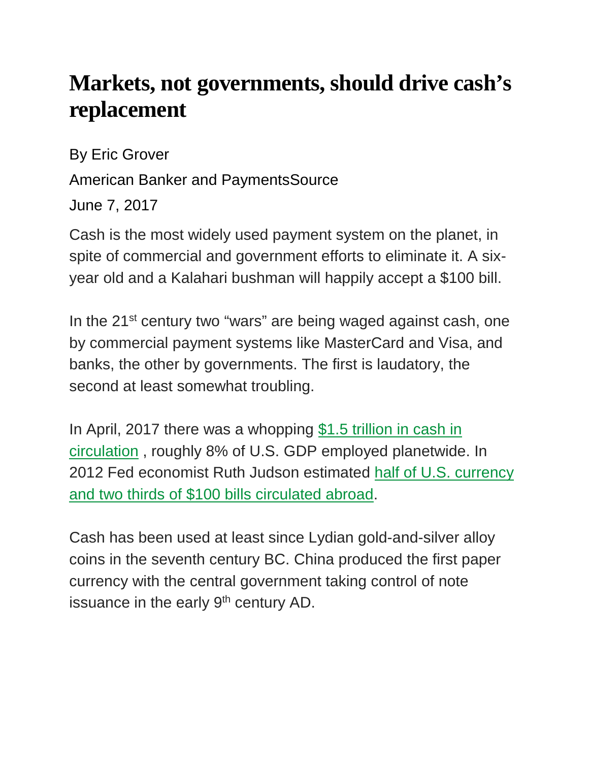# Markets, not governments, should drive cash's replacement

By Eric Grover

American Banker and PaymentsSource

June 7, 2017

Cash is the most widely used payment system on the planet, in spite of commercial and government efforts to eliminate it. A six-year old and a Kalahari bushman will happily accept a $100 bill.

In the 21st century two "wars" are being waged against cash, one by commercial payment systems like MasterCard and Visa, and banks, the other by governments. The first is laudatory, the second at least somewhat troubling.

In April, 2017 there was a whopping [$1.5 trillion in cash in circulation](), roughly 8% of U.S. GDP employed planetwide. In 2012 Fed economist Ruth Judson estimated [half of U.S. currency and two thirds of $100 bills circulated abroad]().

Cash has been used at least since Lydian gold-and-silver alloy coins in the seventh century BC. China produced the first paper currency with the central government taking control of note issuance in the early 9th century AD.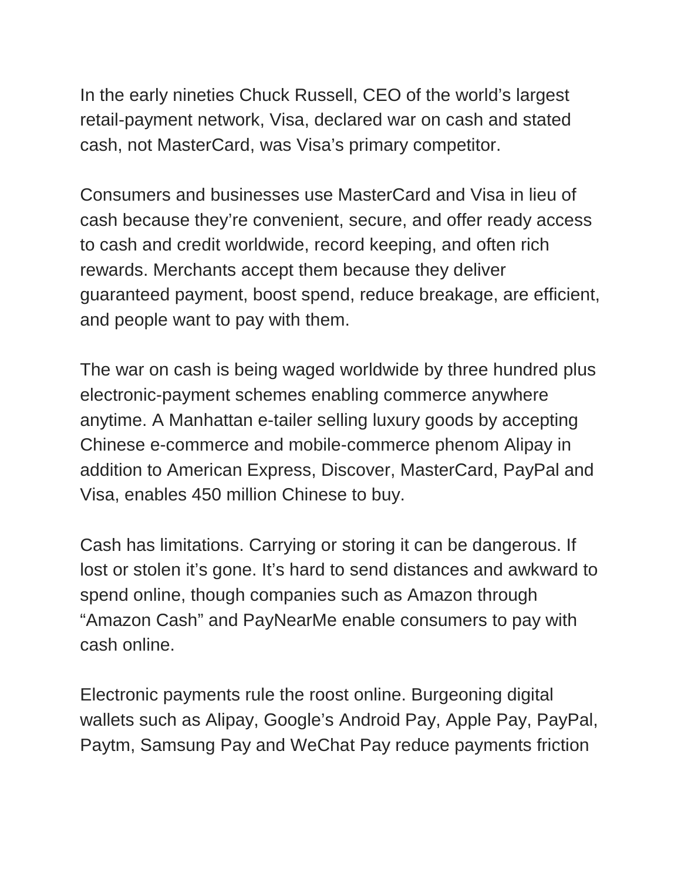In the early nineties Chuck Russell, CEO of the world's largest retail-payment network, Visa, declared war on cash and stated cash, not MasterCard, was Visa's primary competitor.

Consumers and businesses use MasterCard and Visa in lieu of cash because they're convenient, secure, and offer ready access to cash and credit worldwide, record keeping, and often rich rewards. Merchants accept them because they deliver guaranteed payment, boost spend, reduce breakage, are efficient, and people want to pay with them.

The war on cash is being waged worldwide by three hundred plus electronic-payment schemes enabling commerce anywhere anytime. A Manhattan e-tailer selling luxury goods by accepting Chinese e-commerce and mobile-commerce phenom Alipay in addition to American Express, Discover, MasterCard, PayPal and Visa, enables 450 million Chinese to buy.

Cash has limitations. Carrying or storing it can be dangerous. If lost or stolen it's gone. It's hard to send distances and awkward to spend online, though companies such as Amazon through "Amazon Cash" and PayNearMe enable consumers to pay with cash online.

Electronic payments rule the roost online. Burgeoning digital wallets such as Alipay, Google's Android Pay, Apple Pay, PayPal, Paytm, Samsung Pay and WeChat Pay reduce payments friction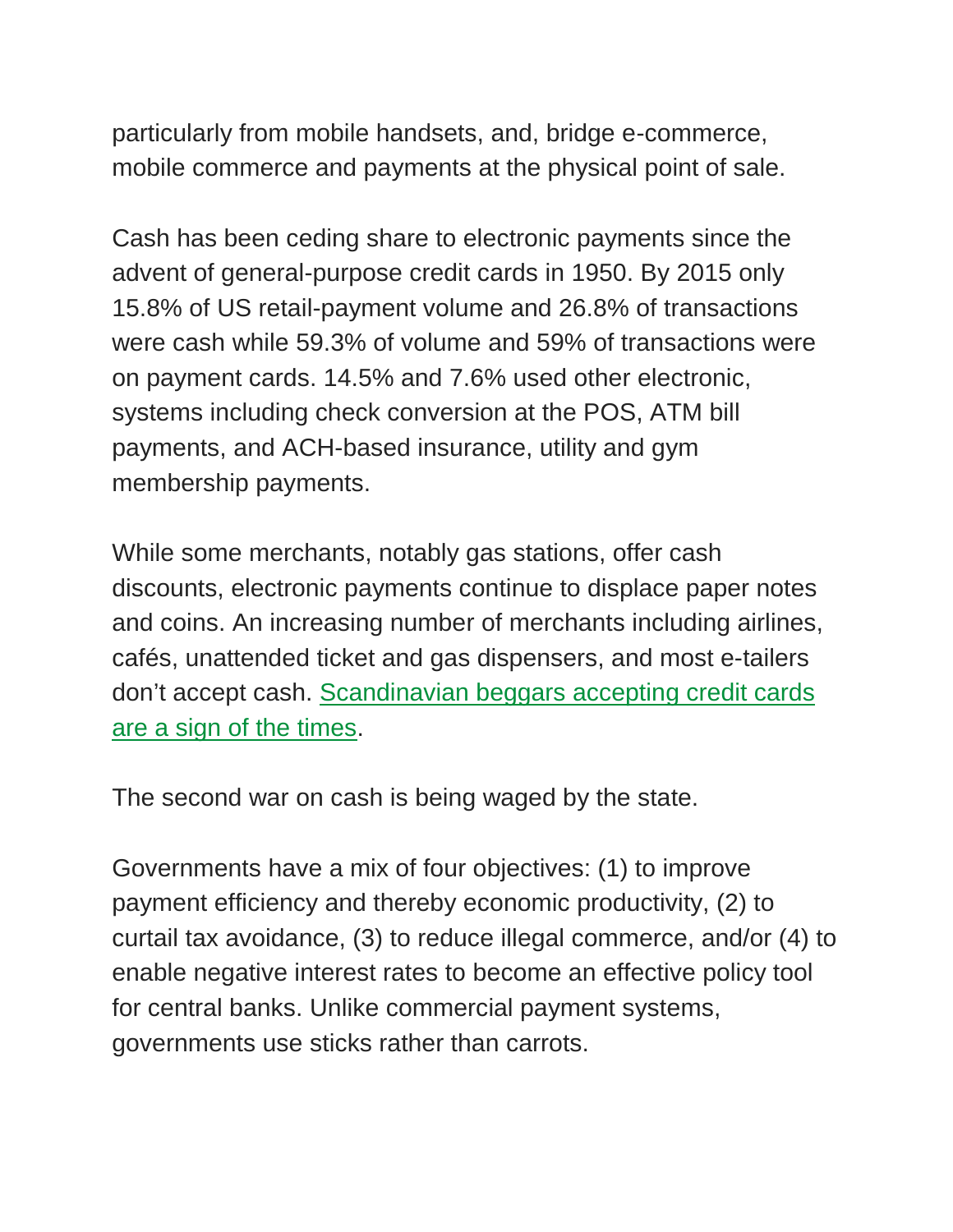particularly from mobile handsets, and, bridge e-commerce, mobile commerce and payments at the physical point of sale.

Cash has been ceding share to electronic payments since the advent of general-purpose credit cards in 1950. By 2015 only 15.8% of US retail-payment volume and 26.8% of transactions were cash while 59.3% of volume and 59% of transactions were on payment cards. 14.5% and 7.6% used other electronic, systems including check conversion at the POS, ATM bill payments, and ACH-based insurance, utility and gym membership payments.

While some merchants, notably gas stations, offer cash discounts, electronic payments continue to displace paper notes and coins. An increasing number of merchants including airlines, cafés, unattended ticket and gas dispensers, and most e-tailers don't accept cash. Scandinavian beggars accepting credit cards are a sign of the times.

The second war on cash is being waged by the state.

Governments have a mix of four objectives: (1) to improve payment efficiency and thereby economic productivity, (2) to curtail tax avoidance, (3) to reduce illegal commerce, and/or (4) to enable negative interest rates to become an effective policy tool for central banks. Unlike commercial payment systems, governments use sticks rather than carrots.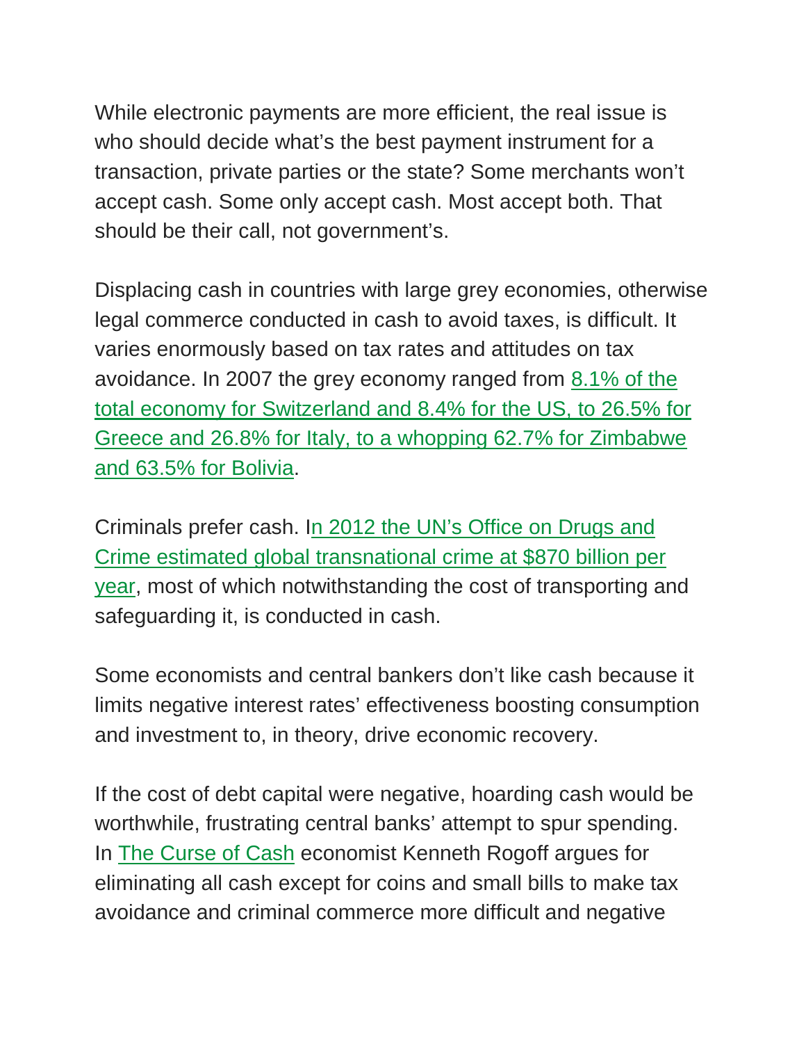While electronic payments are more efficient, the real issue is who should decide what's the best payment instrument for a transaction, private parties or the state? Some merchants won't accept cash. Some only accept cash. Most accept both. That should be their call, not government's.

Displacing cash in countries with large grey economies, otherwise legal commerce conducted in cash to avoid taxes, is difficult. It varies enormously based on tax rates and attitudes on tax avoidance. In 2007 the grey economy ranged from 8.1% of the total economy for Switzerland and 8.4% for the US, to 26.5% for Greece and 26.8% for Italy, to a whopping 62.7% for Zimbabwe and 63.5% for Bolivia.

Criminals prefer cash. In 2012 the UN's Office on Drugs and Crime estimated global transnational crime at $870 billion per year, most of which notwithstanding the cost of transporting and safeguarding it, is conducted in cash.

Some economists and central bankers don't like cash because it limits negative interest rates' effectiveness boosting consumption and investment to, in theory, drive economic recovery.

If the cost of debt capital were negative, hoarding cash would be worthwhile, frustrating central banks' attempt to spur spending. In The Curse of Cash economist Kenneth Rogoff argues for eliminating all cash except for coins and small bills to make tax avoidance and criminal commerce more difficult and negative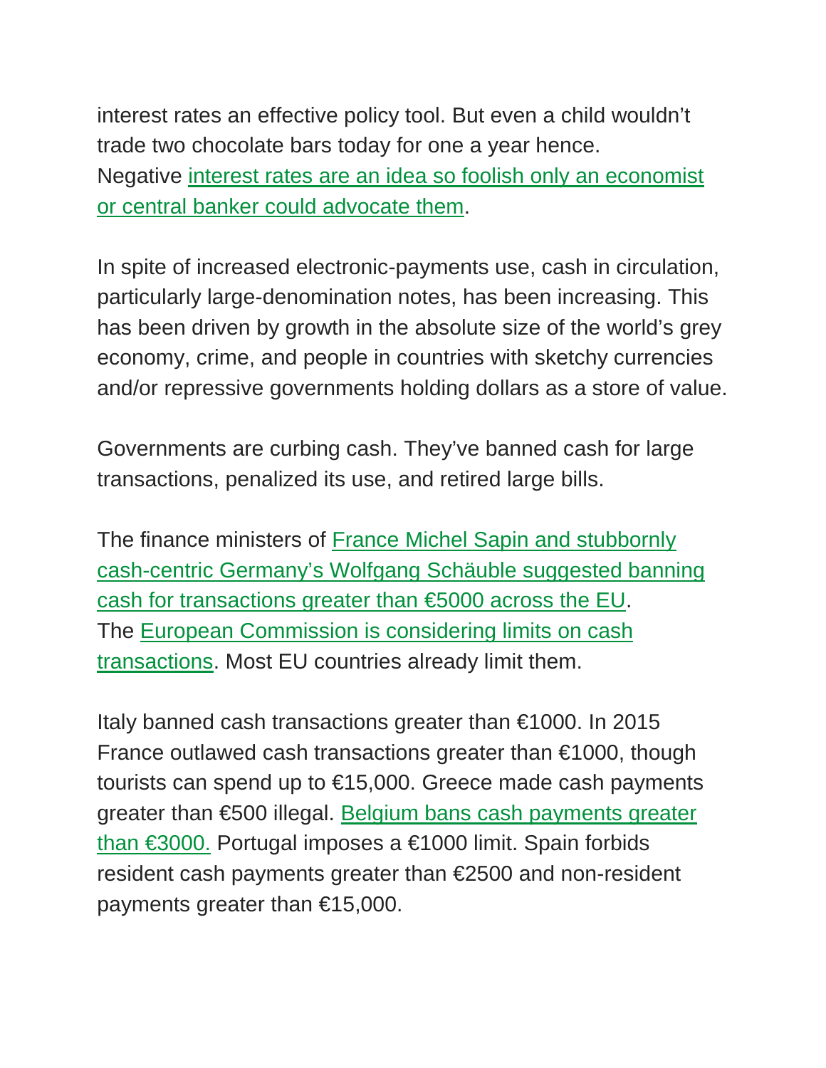interest rates an effective policy tool. But even a child wouldn't trade two chocolate bars today for one a year hence. Negative interest rates are an idea so foolish only an economist or central banker could advocate them.

In spite of increased electronic-payments use, cash in circulation, particularly large-denomination notes, has been increasing. This has been driven by growth in the absolute size of the world's grey economy, crime, and people in countries with sketchy currencies and/or repressive governments holding dollars as a store of value.

Governments are curbing cash. They've banned cash for large transactions, penalized its use, and retired large bills.

The finance ministers of France Michel Sapin and stubbornly cash-centric Germany's Wolfgang Schäuble suggested banning cash for transactions greater than €5000 across the EU. The European Commission is considering limits on cash transactions. Most EU countries already limit them.

Italy banned cash transactions greater than €1000. In 2015 France outlawed cash transactions greater than €1000, though tourists can spend up to €15,000. Greece made cash payments greater than €500 illegal. Belgium bans cash payments greater than €3000. Portugal imposes a €1000 limit. Spain forbids resident cash payments greater than €2500 and non-resident payments greater than €15,000.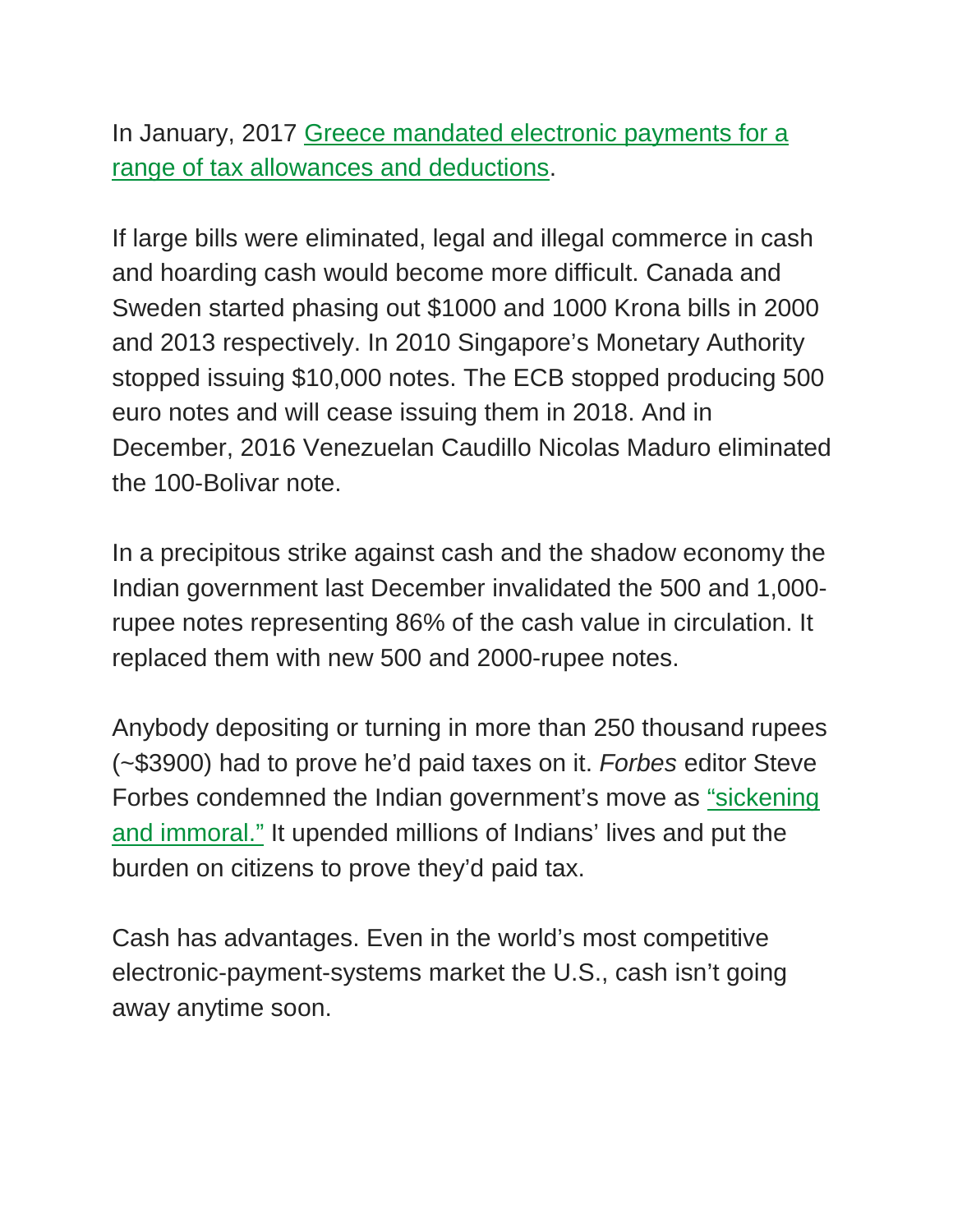In January, 2017 Greece mandated electronic payments for a range of tax allowances and deductions.

If large bills were eliminated, legal and illegal commerce in cash and hoarding cash would become more difficult. Canada and Sweden started phasing out $1000 and 1000 Krona bills in 2000 and 2013 respectively. In 2010 Singapore's Monetary Authority stopped issuing $10,000 notes. The ECB stopped producing 500 euro notes and will cease issuing them in 2018. And in December, 2016 Venezuelan Caudillo Nicolas Maduro eliminated the 100-Bolivar note.

In a precipitous strike against cash and the shadow economy the Indian government last December invalidated the 500 and 1,000-rupee notes representing 86% of the cash value in circulation. It replaced them with new 500 and 2000-rupee notes.

Anybody depositing or turning in more than 250 thousand rupees (~$3900) had to prove he'd paid taxes on it. *Forbes* editor Steve Forbes condemned the Indian government's move as "sickening and immoral." It upended millions of Indians' lives and put the burden on citizens to prove they'd paid tax.

Cash has advantages. Even in the world's most competitive electronic-payment-systems market the U.S., cash isn't going away anytime soon.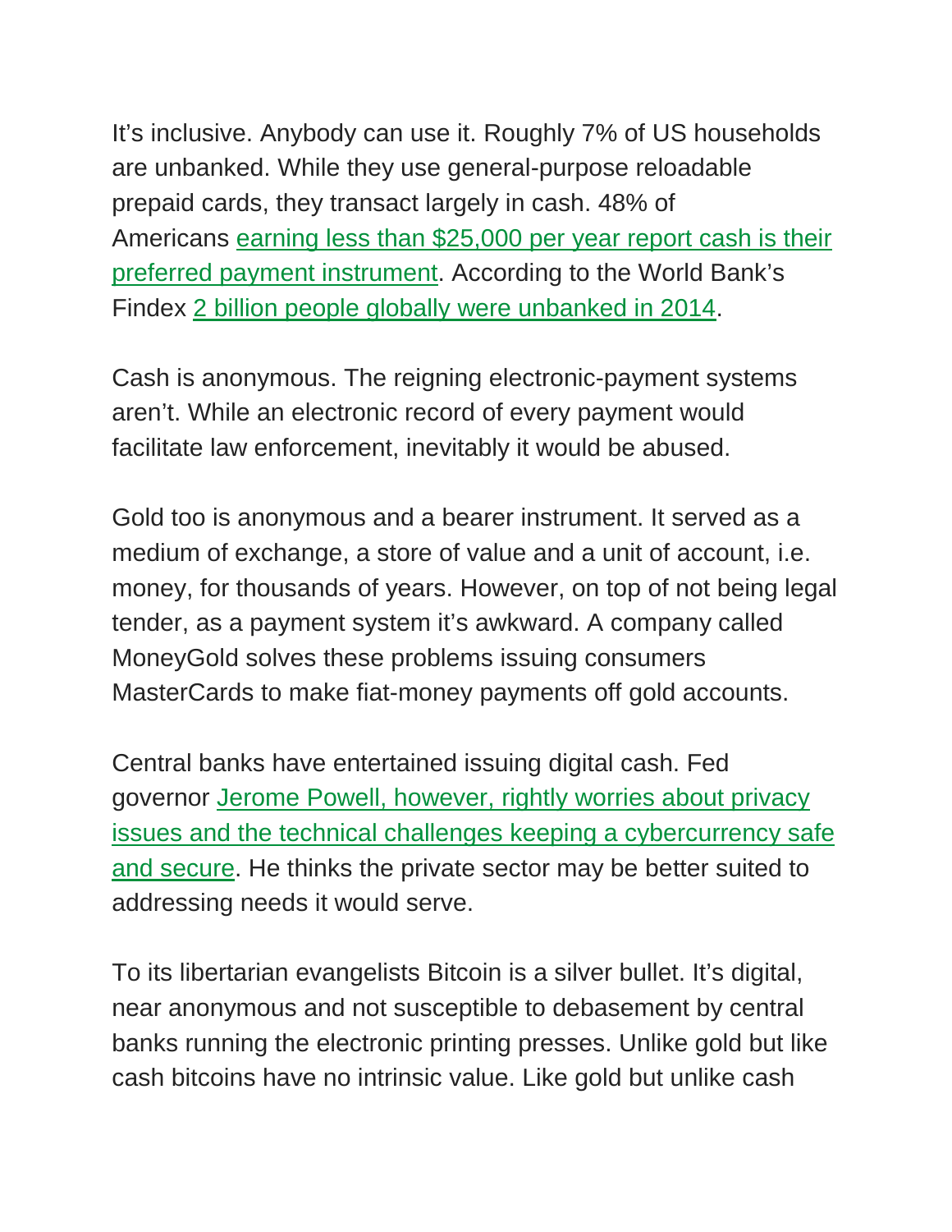It's inclusive. Anybody can use it. Roughly 7% of US households are unbanked. While they use general-purpose reloadable prepaid cards, they transact largely in cash. 48% of Americans earning less than $25,000 per year report cash is their preferred payment instrument. According to the World Bank's Findex 2 billion people globally were unbanked in 2014.

Cash is anonymous. The reigning electronic-payment systems aren't. While an electronic record of every payment would facilitate law enforcement, inevitably it would be abused.

Gold too is anonymous and a bearer instrument. It served as a medium of exchange, a store of value and a unit of account, i.e. money, for thousands of years. However, on top of not being legal tender, as a payment system it's awkward. A company called MoneyGold solves these problems issuing consumers MasterCards to make fiat-money payments off gold accounts.

Central banks have entertained issuing digital cash. Fed governor Jerome Powell, however, rightly worries about privacy issues and the technical challenges keeping a cybercurrency safe and secure. He thinks the private sector may be better suited to addressing needs it would serve.

To its libertarian evangelists Bitcoin is a silver bullet. It's digital, near anonymous and not susceptible to debasement by central banks running the electronic printing presses. Unlike gold but like cash bitcoins have no intrinsic value. Like gold but unlike cash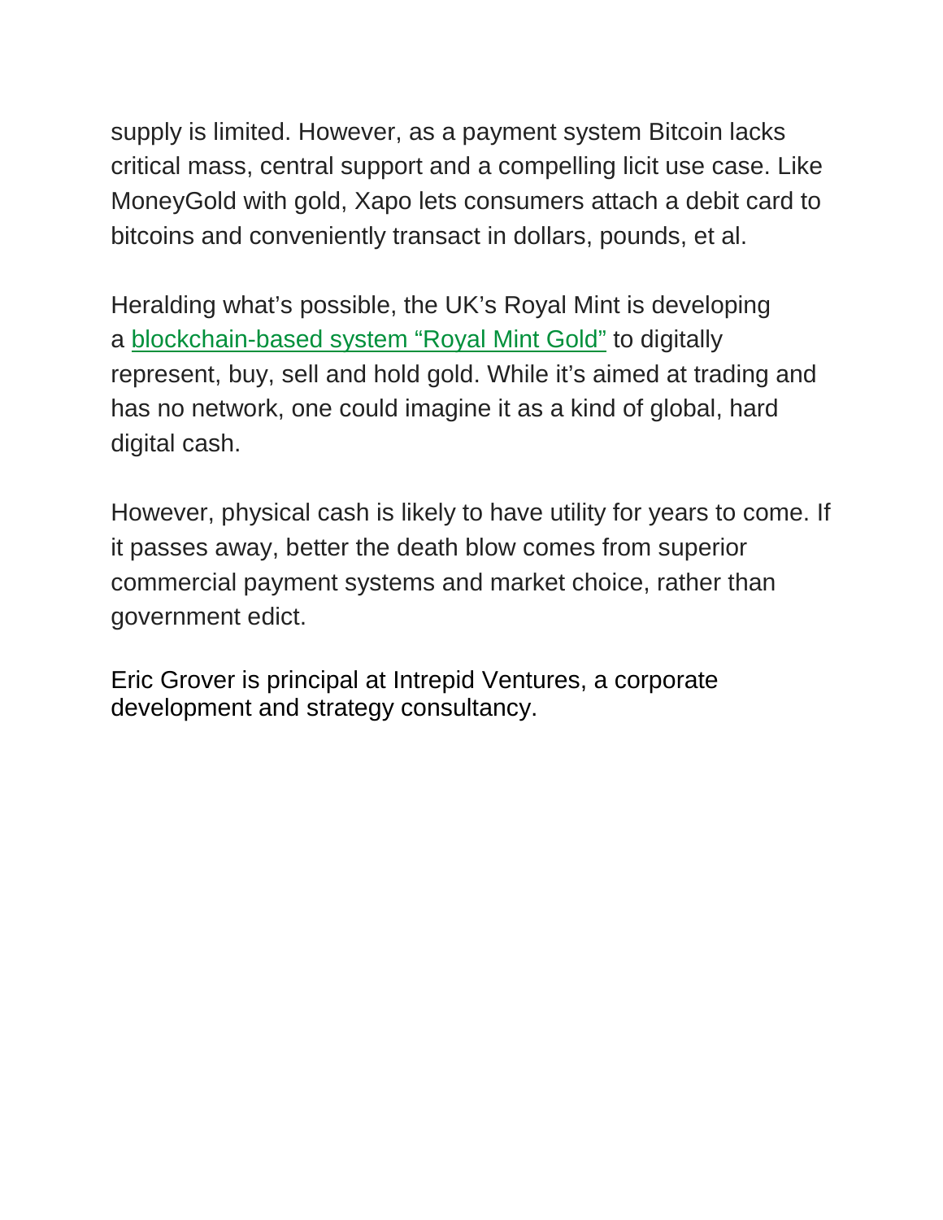supply is limited. However, as a payment system Bitcoin lacks critical mass, central support and a compelling licit use case. Like MoneyGold with gold, Xapo lets consumers attach a debit card to bitcoins and conveniently transact in dollars, pounds, et al.

Heralding what's possible, the UK's Royal Mint is developing a [blockchain-based system "Royal Mint Gold"] to digitally represent, buy, sell and hold gold. While it's aimed at trading and has no network, one could imagine it as a kind of global, hard digital cash.

However, physical cash is likely to have utility for years to come. If it passes away, better the death blow comes from superior commercial payment systems and market choice, rather than government edict.

Eric Grover is principal at Intrepid Ventures, a corporate development and strategy consultancy.